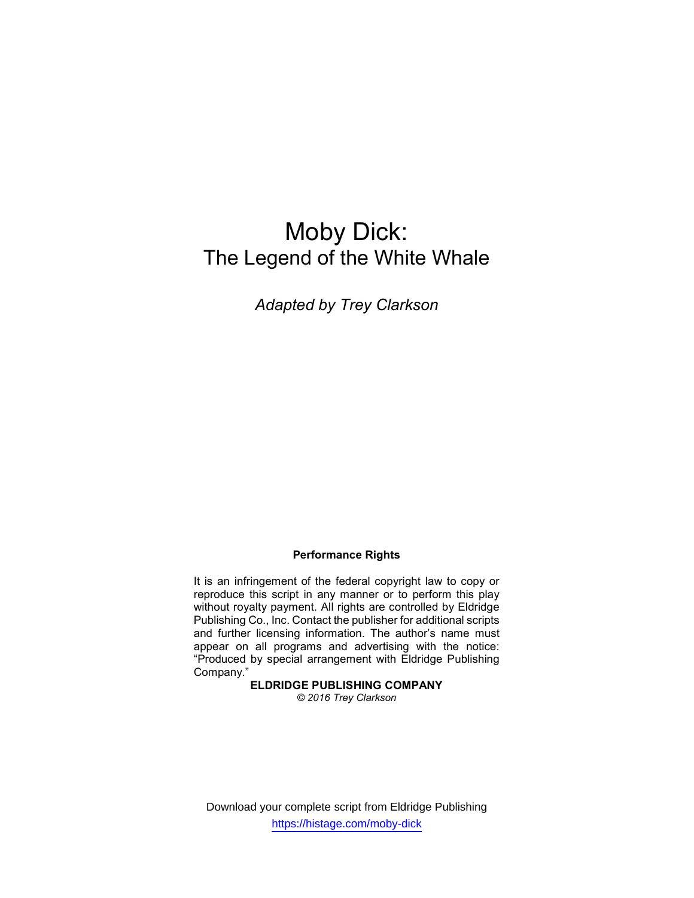# Moby Dick:
## The Legend of the White Whale

*Adapted by Trey Clarkson*

**Performance Rights**

It is an infringement of the federal copyright law to copy or reproduce this script in any manner or to perform this play without royalty payment. All rights are controlled by Eldridge Publishing Co., Inc. Contact the publisher for additional scripts and further licensing information. The author's name must appear on all programs and advertising with the notice: "Produced by special arrangement with Eldridge Publishing Company."

**ELDRIDGE PUBLISHING COMPANY**
*© 2016 Trey Clarkson*

Download your complete script from Eldridge Publishing
https://histage.com/moby-dick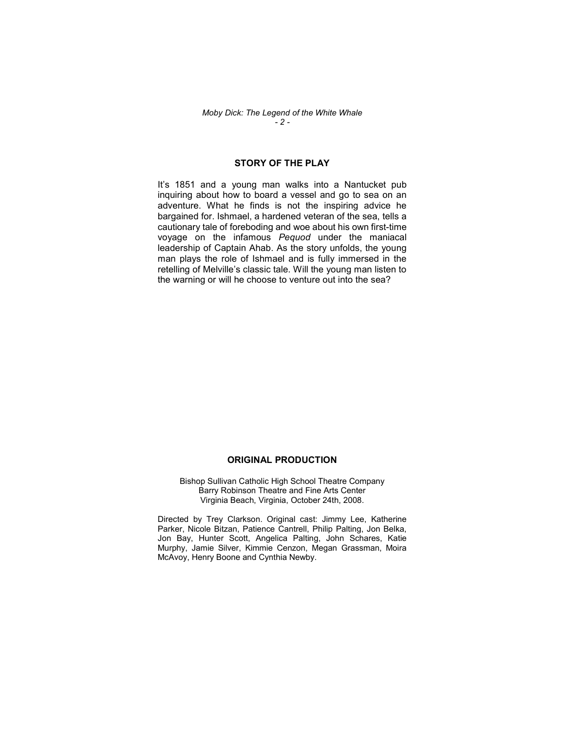## STORY OF THE PLAY

It's 1851 and a young man walks into a Nantucket pub inquiring about how to board a vessel and go to sea on an adventure. What he finds is not the inspiring advice he bargained for. Ishmael, a hardened veteran of the sea, tells a cautionary tale of foreboding and woe about his own first-time voyage on the infamous *Pequod* under the maniacal leadership of Captain Ahab. As the story unfolds, the young man plays the role of Ishmael and is fully immersed in the retelling of Melville's classic tale. Will the young man listen to the warning or will he choose to venture out into the sea?

## ORIGINAL PRODUCTION

Bishop Sullivan Catholic High School Theatre Company
Barry Robinson Theatre and Fine Arts Center
Virginia Beach, Virginia, October 24th, 2008.

Directed by Trey Clarkson. Original cast: Jimmy Lee, Katherine Parker, Nicole Bitzan, Patience Cantrell, Philip Palting, Jon Belka, Jon Bay, Hunter Scott, Angelica Palting, John Schares, Katie Murphy, Jamie Silver, Kimmie Cenzon, Megan Grassman, Moira McAvoy, Henry Boone and Cynthia Newby.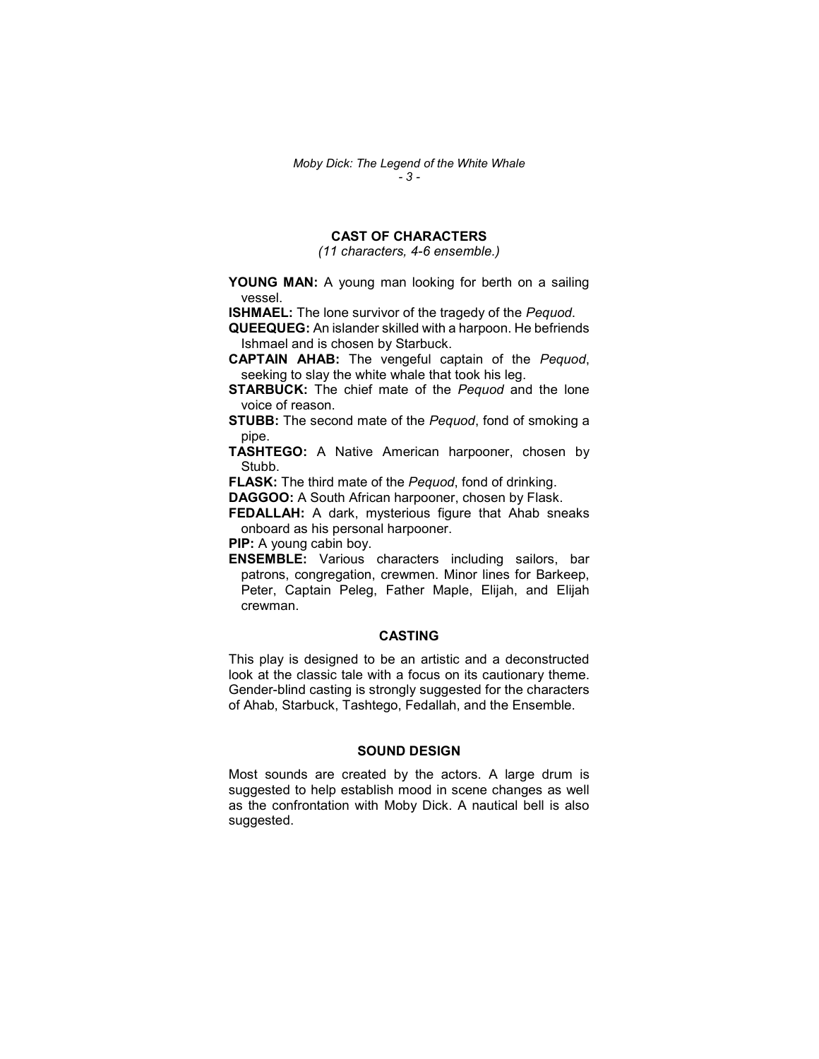## CAST OF CHARACTERS

*(11 characters, 4-6 ensemble.)*

**YOUNG MAN:** A young man looking for berth on a sailing vessel.

**ISHMAEL:** The lone survivor of the tragedy of the *Pequod*.

**QUEEQUEG:** An islander skilled with a harpoon. He befriends Ishmael and is chosen by Starbuck.

**CAPTAIN AHAB:** The vengeful captain of the *Pequod*, seeking to slay the white whale that took his leg.

**STARBUCK:** The chief mate of the *Pequod* and the lone voice of reason.

**STUBB:** The second mate of the *Pequod*, fond of smoking a pipe.

**TASHTEGO:** A Native American harpooner, chosen by Stubb.

**FLASK:** The third mate of the *Pequod*, fond of drinking.

**DAGGOO:** A South African harpooner, chosen by Flask.

**FEDALLAH:** A dark, mysterious figure that Ahab sneaks onboard as his personal harpooner.

**PIP:** A young cabin boy.

**ENSEMBLE:** Various characters including sailors, bar patrons, congregation, crewmen. Minor lines for Barkeep, Peter, Captain Peleg, Father Maple, Elijah, and Elijah crewman.

## CASTING

This play is designed to be an artistic and a deconstructed look at the classic tale with a focus on its cautionary theme. Gender-blind casting is strongly suggested for the characters of Ahab, Starbuck, Tashtego, Fedallah, and the Ensemble.

## SOUND DESIGN

Most sounds are created by the actors. A large drum is suggested to help establish mood in scene changes as well as the confrontation with Moby Dick. A nautical bell is also suggested.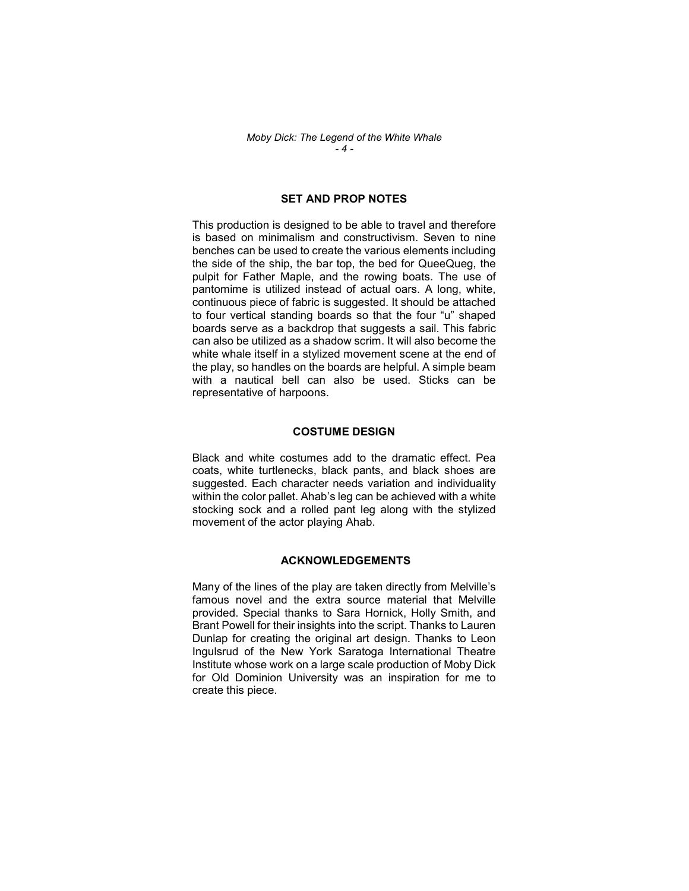## SET AND PROP NOTES

This production is designed to be able to travel and therefore is based on minimalism and constructivism. Seven to nine benches can be used to create the various elements including the side of the ship, the bar top, the bed for QueeQueg, the pulpit for Father Maple, and the rowing boats. The use of pantomime is utilized instead of actual oars. A long, white, continuous piece of fabric is suggested. It should be attached to four vertical standing boards so that the four "u" shaped boards serve as a backdrop that suggests a sail. This fabric can also be utilized as a shadow scrim. It will also become the white whale itself in a stylized movement scene at the end of the play, so handles on the boards are helpful. A simple beam with a nautical bell can also be used. Sticks can be representative of harpoons.

## COSTUME DESIGN

Black and white costumes add to the dramatic effect. Pea coats, white turtlenecks, black pants, and black shoes are suggested. Each character needs variation and individuality within the color pallet. Ahab's leg can be achieved with a white stocking sock and a rolled pant leg along with the stylized movement of the actor playing Ahab.

## ACKNOWLEDGEMENTS

Many of the lines of the play are taken directly from Melville's famous novel and the extra source material that Melville provided. Special thanks to Sara Hornick, Holly Smith, and Brant Powell for their insights into the script. Thanks to Lauren Dunlap for creating the original art design. Thanks to Leon Ingulsrud of the New York Saratoga International Theatre Institute whose work on a large scale production of Moby Dick for Old Dominion University was an inspiration for me to create this piece.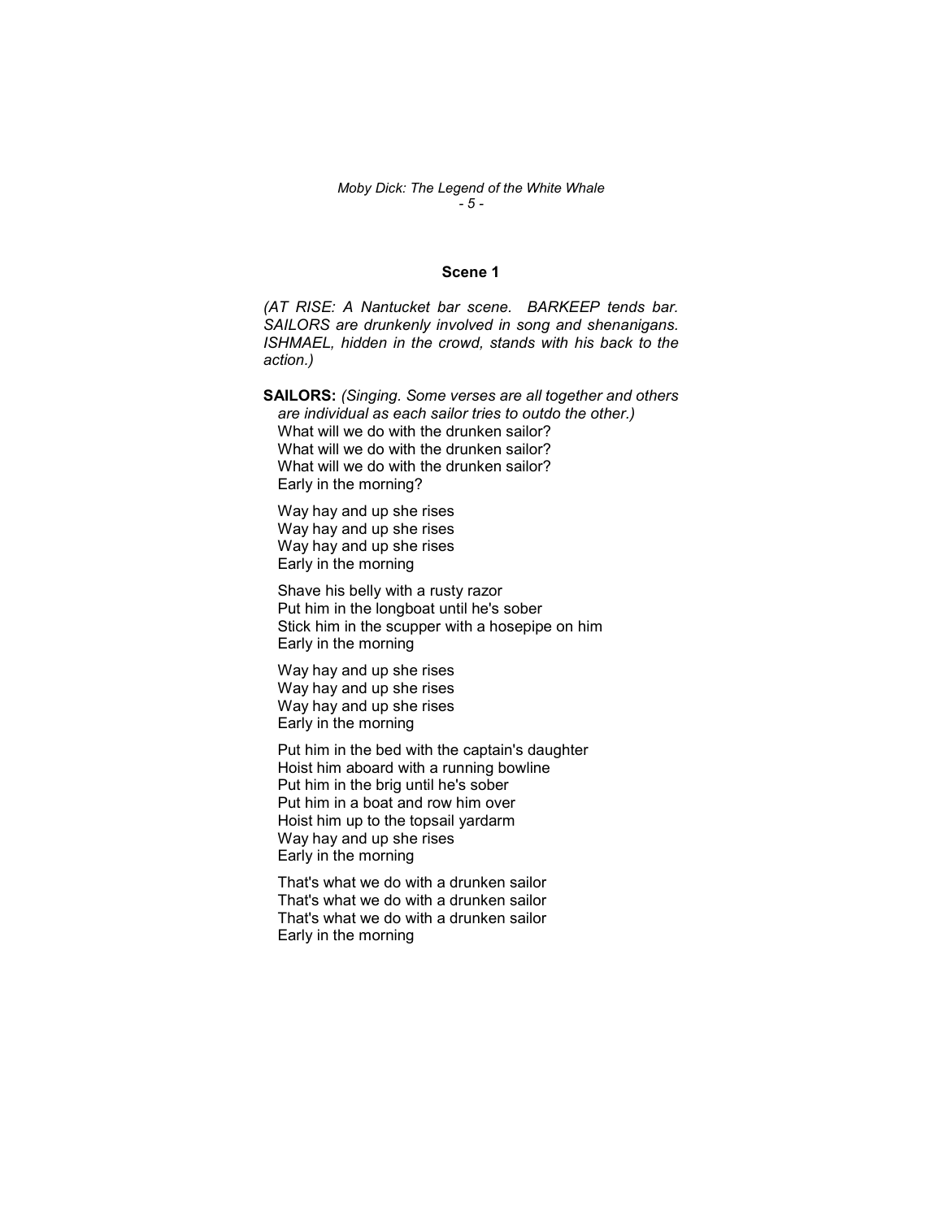## Scene 1

*(AT RISE: A Nantucket bar scene. BARKEEP tends bar. SAILORS are drunkenly involved in song and shenanigans. ISHMAEL, hidden in the crowd, stands with his back to the action.)*

**SAILORS:** *(Singing. Some verses are all together and others are individual as each sailor tries to outdo the other.)*
What will we do with the drunken sailor?
What will we do with the drunken sailor?
What will we do with the drunken sailor?
Early in the morning?

Way hay and up she rises
Way hay and up she rises
Way hay and up she rises
Early in the morning

Shave his belly with a rusty razor
Put him in the longboat until he's sober
Stick him in the scupper with a hosepipe on him
Early in the morning

Way hay and up she rises
Way hay and up she rises
Way hay and up she rises
Early in the morning

Put him in the bed with the captain's daughter
Hoist him aboard with a running bowline
Put him in the brig until he's sober
Put him in a boat and row him over
Hoist him up to the topsail yardarm
Way hay and up she rises
Early in the morning

That's what we do with a drunken sailor
That's what we do with a drunken sailor
That's what we do with a drunken sailor
Early in the morning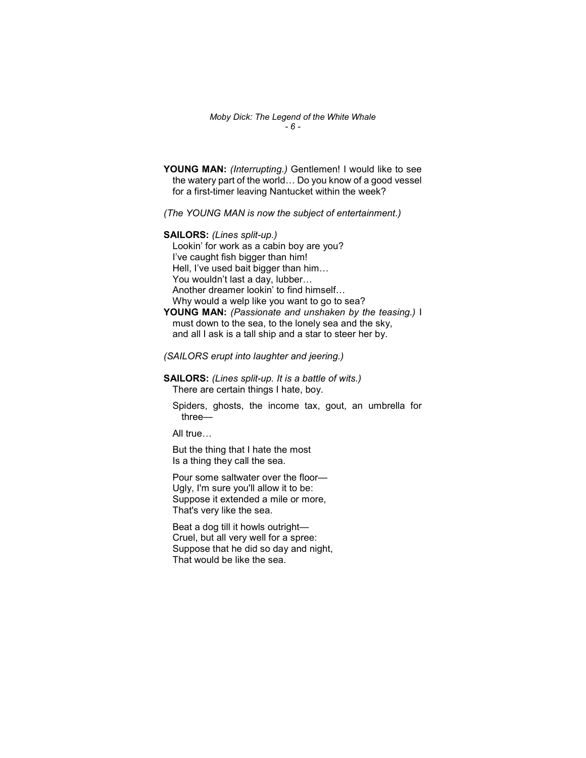**YOUNG MAN:** *(Interrupting.)* Gentlemen! I would like to see the watery part of the world… Do you know of a good vessel for a first-timer leaving Nantucket within the week?

*(The YOUNG MAN is now the subject of entertainment.)*

**SAILORS:** *(Lines split-up.)*
Lookin' for work as a cabin boy are you?
I've caught fish bigger than him!
Hell, I've used bait bigger than him…
You wouldn't last a day, lubber…
Another dreamer lookin' to find himself…
Why would a welp like you want to go to sea?

**YOUNG MAN:** *(Passionate and unshaken by the teasing.)* I must down to the sea, to the lonely sea and the sky, and all I ask is a tall ship and a star to steer her by.

*(SAILORS erupt into laughter and jeering.)*

**SAILORS:** *(Lines split-up. It is a battle of wits.)*
There are certain things I hate, boy.

Spiders, ghosts, the income tax, gout, an umbrella for three—

All true…

But the thing that I hate the most
Is a thing they call the sea.

Pour some saltwater over the floor—
Ugly, I'm sure you'll allow it to be:
Suppose it extended a mile or more,
That's very like the sea.

Beat a dog till it howls outright—
Cruel, but all very well for a spree:
Suppose that he did so day and night,
That would be like the sea.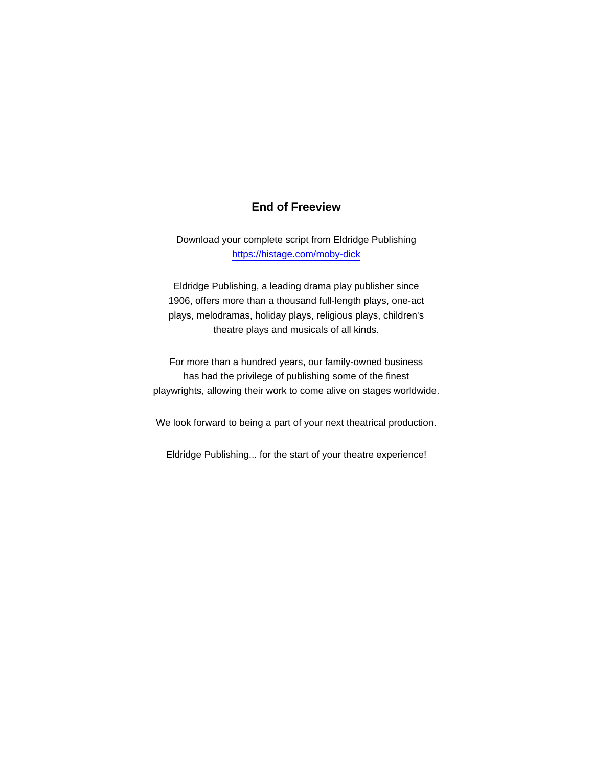**End of Freeview**

Download your complete script from Eldridge Publishing
https://histage.com/moby-dick

Eldridge Publishing, a leading drama play publisher since 1906, offers more than a thousand full-length plays, one-act plays, melodramas, holiday plays, religious plays, children's theatre plays and musicals of all kinds.

For more than a hundred years, our family-owned business has had the privilege of publishing some of the finest playwrights, allowing their work to come alive on stages worldwide.

We look forward to being a part of your next theatrical production.

Eldridge Publishing... for the start of your theatre experience!